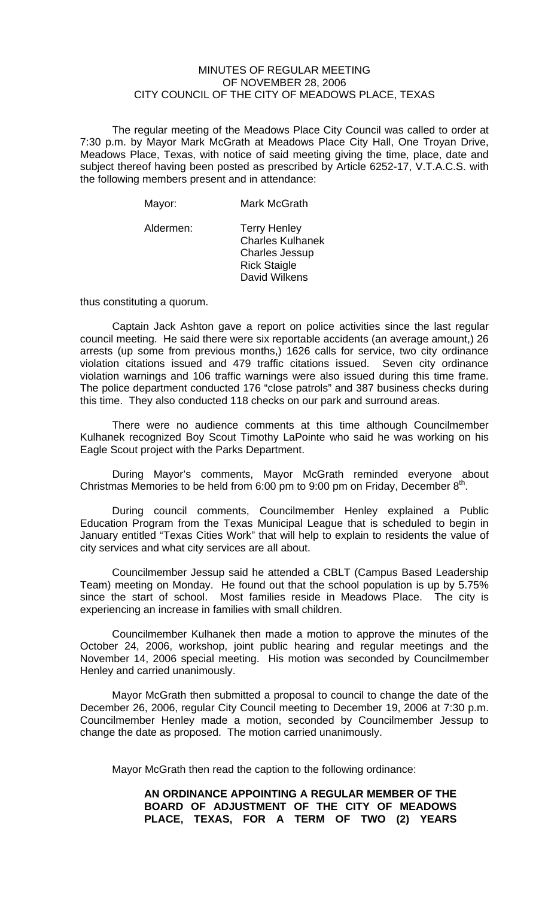MINUTES OF REGULAR MEETING
OF NOVEMBER 28, 2006
CITY COUNCIL OF THE CITY OF MEADOWS PLACE, TEXAS

The regular meeting of the Meadows Place City Council was called to order at 7:30 p.m. by Mayor Mark McGrath at Meadows Place City Hall, One Troyan Drive, Meadows Place, Texas, with notice of said meeting giving the time, place, date and subject thereof having been posted as prescribed by Article 6252-17, V.T.A.C.S. with the following members present and in attendance:

Mayor: Mark McGrath

Aldermen: Terry Henley
Charles Kulhanek
Charles Jessup
Rick Staigle
David Wilkens

thus constituting a quorum.

Captain Jack Ashton gave a report on police activities since the last regular council meeting. He said there were six reportable accidents (an average amount,) 26 arrests (up some from previous months,) 1626 calls for service, two city ordinance violation citations issued and 479 traffic citations issued. Seven city ordinance violation warnings and 106 traffic warnings were also issued during this time frame. The police department conducted 176 "close patrols" and 387 business checks during this time. They also conducted 118 checks on our park and surround areas.

There were no audience comments at this time although Councilmember Kulhanek recognized Boy Scout Timothy LaPointe who said he was working on his Eagle Scout project with the Parks Department.

During Mayor's comments, Mayor McGrath reminded everyone about Christmas Memories to be held from 6:00 pm to 9:00 pm on Friday, December 8th.

During council comments, Councilmember Henley explained a Public Education Program from the Texas Municipal League that is scheduled to begin in January entitled "Texas Cities Work" that will help to explain to residents the value of city services and what city services are all about.

Councilmember Jessup said he attended a CBLT (Campus Based Leadership Team) meeting on Monday. He found out that the school population is up by 5.75% since the start of school. Most families reside in Meadows Place. The city is experiencing an increase in families with small children.

Councilmember Kulhanek then made a motion to approve the minutes of the October 24, 2006, workshop, joint public hearing and regular meetings and the November 14, 2006 special meeting. His motion was seconded by Councilmember Henley and carried unanimously.

Mayor McGrath then submitted a proposal to council to change the date of the December 26, 2006, regular City Council meeting to December 19, 2006 at 7:30 p.m. Councilmember Henley made a motion, seconded by Councilmember Jessup to change the date as proposed. The motion carried unanimously.

Mayor McGrath then read the caption to the following ordinance:

**AN ORDINANCE APPOINTING A REGULAR MEMBER OF THE BOARD OF ADJUSTMENT OF THE CITY OF MEADOWS PLACE, TEXAS, FOR A TERM OF TWO (2) YEARS**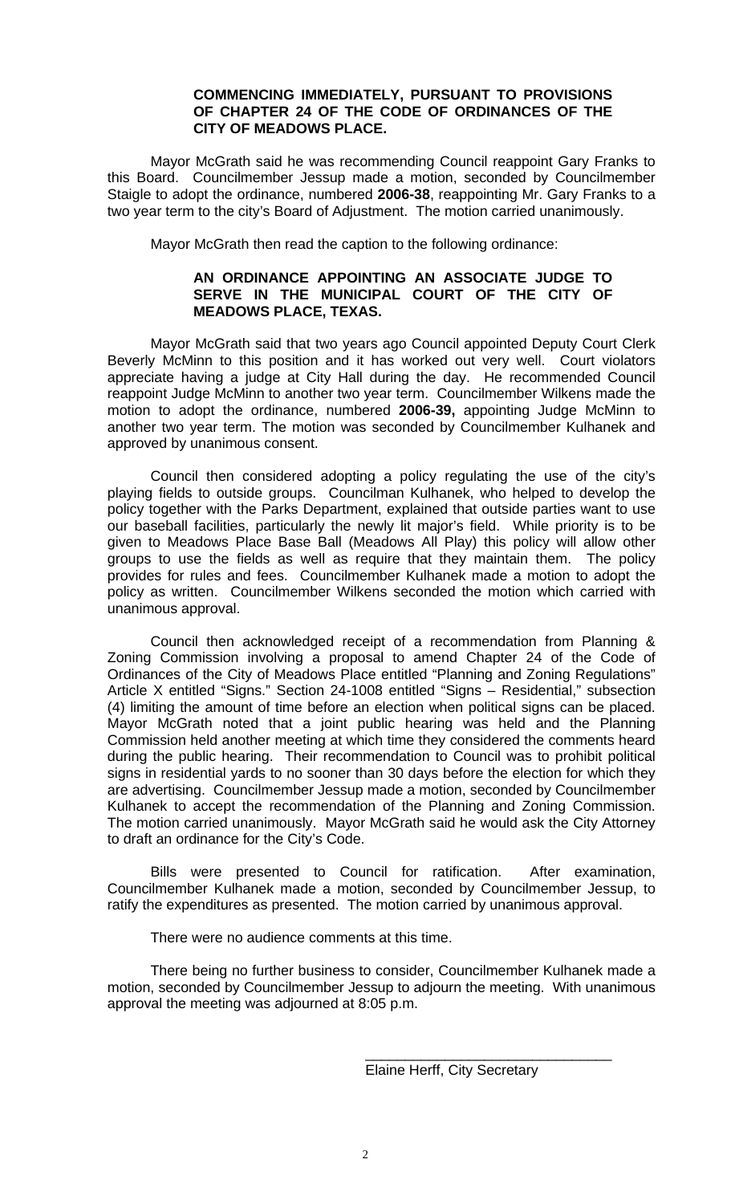**COMMENCING IMMEDIATELY, PURSUANT TO PROVISIONS OF CHAPTER 24 OF THE CODE OF ORDINANCES OF THE CITY OF MEADOWS PLACE.**

Mayor McGrath said he was recommending Council reappoint Gary Franks to this Board. Councilmember Jessup made a motion, seconded by Councilmember Staigle to adopt the ordinance, numbered **2006-38**, reappointing Mr. Gary Franks to a two year term to the city's Board of Adjustment. The motion carried unanimously.

Mayor McGrath then read the caption to the following ordinance:

**AN ORDINANCE APPOINTING AN ASSOCIATE JUDGE TO SERVE IN THE MUNICIPAL COURT OF THE CITY OF MEADOWS PLACE, TEXAS.**

Mayor McGrath said that two years ago Council appointed Deputy Court Clerk Beverly McMinn to this position and it has worked out very well. Court violators appreciate having a judge at City Hall during the day. He recommended Council reappoint Judge McMinn to another two year term. Councilmember Wilkens made the motion to adopt the ordinance, numbered **2006-39,** appointing Judge McMinn to another two year term. The motion was seconded by Councilmember Kulhanek and approved by unanimous consent.

Council then considered adopting a policy regulating the use of the city's playing fields to outside groups. Councilman Kulhanek, who helped to develop the policy together with the Parks Department, explained that outside parties want to use our baseball facilities, particularly the newly lit major's field. While priority is to be given to Meadows Place Base Ball (Meadows All Play) this policy will allow other groups to use the fields as well as require that they maintain them. The policy provides for rules and fees. Councilmember Kulhanek made a motion to adopt the policy as written. Councilmember Wilkens seconded the motion which carried with unanimous approval.

Council then acknowledged receipt of a recommendation from Planning & Zoning Commission involving a proposal to amend Chapter 24 of the Code of Ordinances of the City of Meadows Place entitled "Planning and Zoning Regulations" Article X entitled "Signs." Section 24-1008 entitled "Signs – Residential," subsection (4) limiting the amount of time before an election when political signs can be placed. Mayor McGrath noted that a joint public hearing was held and the Planning Commission held another meeting at which time they considered the comments heard during the public hearing. Their recommendation to Council was to prohibit political signs in residential yards to no sooner than 30 days before the election for which they are advertising. Councilmember Jessup made a motion, seconded by Councilmember Kulhanek to accept the recommendation of the Planning and Zoning Commission. The motion carried unanimously. Mayor McGrath said he would ask the City Attorney to draft an ordinance for the City's Code.

Bills were presented to Council for ratification. After examination, Councilmember Kulhanek made a motion, seconded by Councilmember Jessup, to ratify the expenditures as presented. The motion carried by unanimous approval.

There were no audience comments at this time.

There being no further business to consider, Councilmember Kulhanek made a motion, seconded by Councilmember Jessup to adjourn the meeting. With unanimous approval the meeting was adjourned at 8:05 p.m.

\_\_\_\_\_\_\_\_\_\_\_\_\_\_\_\_\_\_\_\_\_\_\_\_\_\_\_\_\_\_\_\_

Elaine Herff, City Secretary